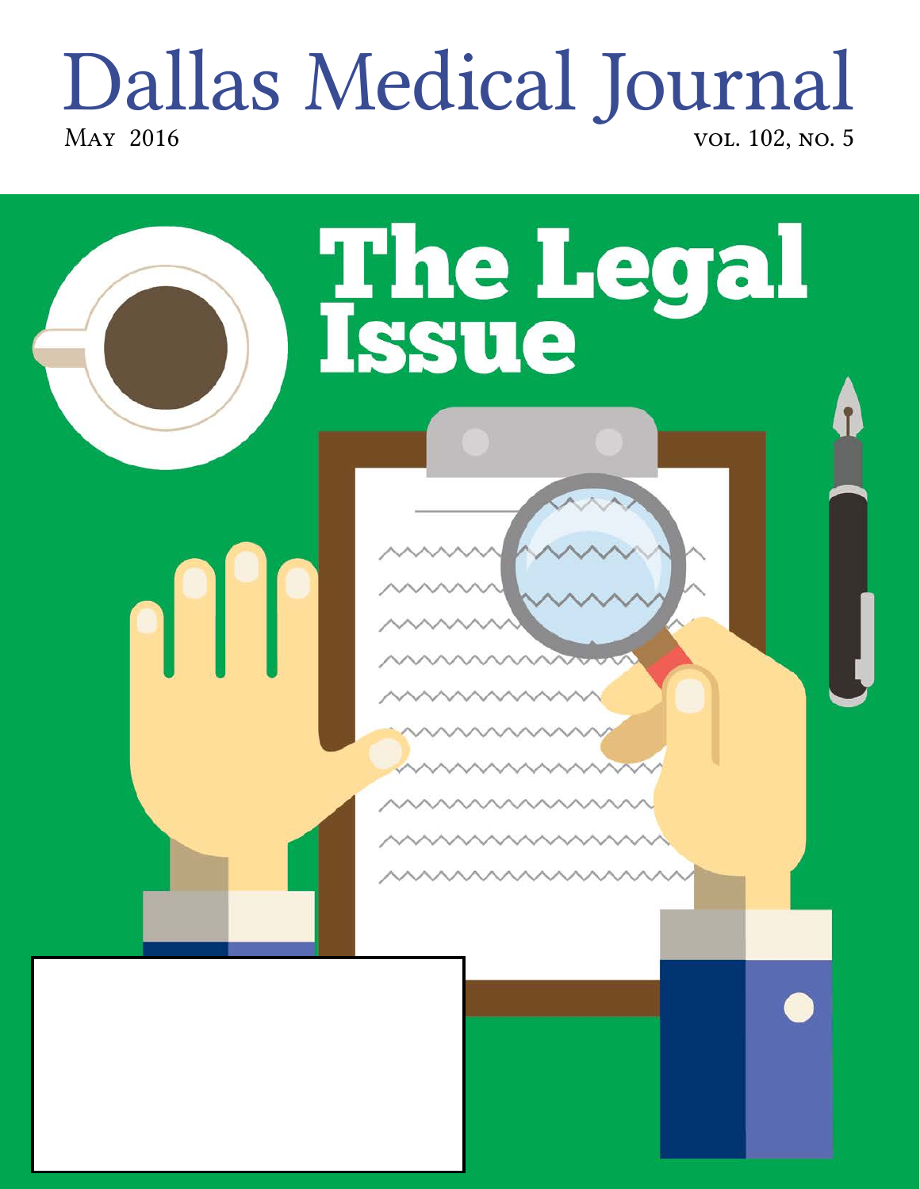# Dallas Medical Journal

May 2016

vol. 102, no. 5

# The Legal Issue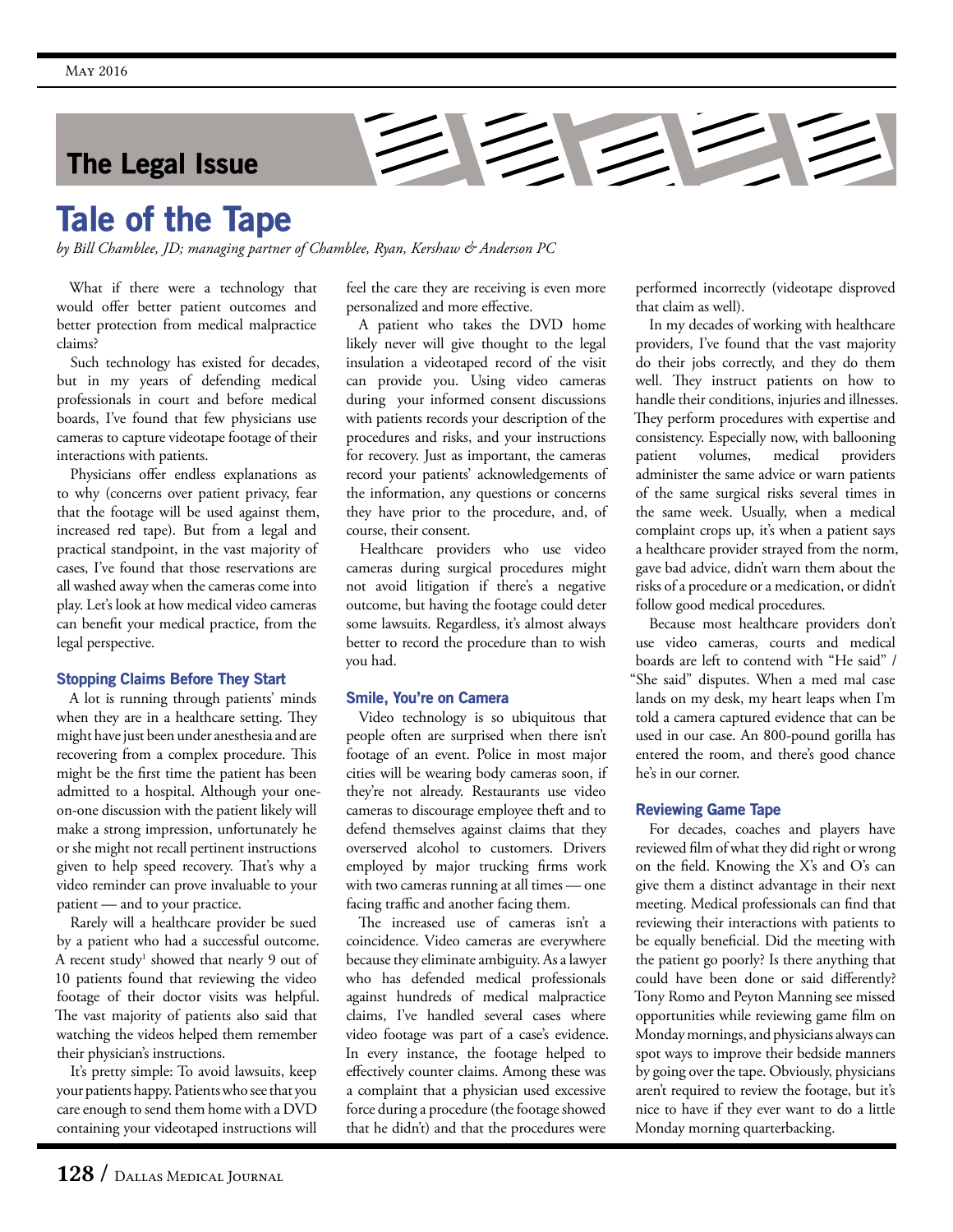## The Legal Issue

# Tale of the Tape

*by Bill Chamblee, JD; managing partner of Chamblee, Ryan, Kershaw & Anderson PC*

What if there were a technology that would offer better patient outcomes and better protection from medical malpractice claims?

Such technology has existed for decades, but in my years of defending medical professionals in court and before medical boards, I've found that few physicians use cameras to capture videotape footage of their interactions with patients.

Physicians offer endless explanations as to why (concerns over patient privacy, fear that the footage will be used against them, increased red tape). But from a legal and practical standpoint, in the vast majority of cases, I've found that those reservations are all washed away when the cameras come into play. Let's look at how medical video cameras can benefit your medical practice, from the legal perspective.

### Stopping Claims Before They Start

A lot is running through patients' minds when they are in a healthcare setting. They might have just been under anesthesia and are recovering from a complex procedure. This might be the first time the patient has been admitted to a hospital. Although your one-on-one discussion with the patient likely will make a strong impression, unfortunately he or she might not recall pertinent instructions given to help speed recovery. That's why a video reminder can prove invaluable to your patient — and to your practice.

Rarely will a healthcare provider be sued by a patient who had a successful outcome. A recent study[1] showed that nearly 9 out of 10 patients found that reviewing the video footage of their doctor visits was helpful. The vast majority of patients also said that watching the videos helped them remember their physician's instructions.

It's pretty simple: To avoid lawsuits, keep your patients happy. Patients who see that you care enough to send them home with a DVD containing your videotaped instructions will feel the care they are receiving is even more personalized and more effective.

A patient who takes the DVD home likely never will give thought to the legal insulation a videotaped record of the visit can provide you. Using video cameras during your informed consent discussions with patients records your description of the procedures and risks, and your instructions for recovery. Just as important, the cameras record your patients' acknowledgements of the information, any questions or concerns they have prior to the procedure, and, of course, their consent.

Healthcare providers who use video cameras during surgical procedures might not avoid litigation if there's a negative outcome, but having the footage could deter some lawsuits. Regardless, it's almost always better to record the procedure than to wish you had.

### Smile, You're on Camera

Video technology is so ubiquitous that people often are surprised when there isn't footage of an event. Police in most major cities will be wearing body cameras soon, if they're not already. Restaurants use video cameras to discourage employee theft and to defend themselves against claims that they overserved alcohol to customers. Drivers employed by major trucking firms work with two cameras running at all times — one facing traffic and another facing them.

The increased use of cameras isn't a coincidence. Video cameras are everywhere because they eliminate ambiguity. As a lawyer who has defended medical professionals against hundreds of medical malpractice claims, I've handled several cases where video footage was part of a case's evidence. In every instance, the footage helped to effectively counter claims. Among these was a complaint that a physician used excessive force during a procedure (the footage showed that he didn't) and that the procedures were performed incorrectly (videotape disproved that claim as well).

In my decades of working with healthcare providers, I've found that the vast majority do their jobs correctly, and they do them well. They instruct patients on how to handle their conditions, injuries and illnesses. They perform procedures with expertise and consistency. Especially now, with ballooning patient volumes, medical providers administer the same advice or warn patients of the same surgical risks several times in the same week. Usually, when a medical complaint crops up, it's when a patient says a healthcare provider strayed from the norm, gave bad advice, didn't warn them about the risks of a procedure or a medication, or didn't follow good medical procedures.

Because most healthcare providers don't use video cameras, courts and medical boards are left to contend with "He said" / "She said" disputes. When a med mal case lands on my desk, my heart leaps when I'm told a camera captured evidence that can be used in our case. An 800-pound gorilla has entered the room, and there's good chance he's in our corner.

### Reviewing Game Tape

For decades, coaches and players have reviewed film of what they did right or wrong on the field. Knowing the X's and O's can give them a distinct advantage in their next meeting. Medical professionals can find that reviewing their interactions with patients to be equally beneficial. Did the meeting with the patient go poorly? Is there anything that could have been done or said differently? Tony Romo and Peyton Manning see missed opportunities while reviewing game film on Monday mornings, and physicians always can spot ways to improve their bedside manners by going over the tape. Obviously, physicians aren't required to review the footage, but it's nice to have if they ever want to do a little Monday morning quarterbacking.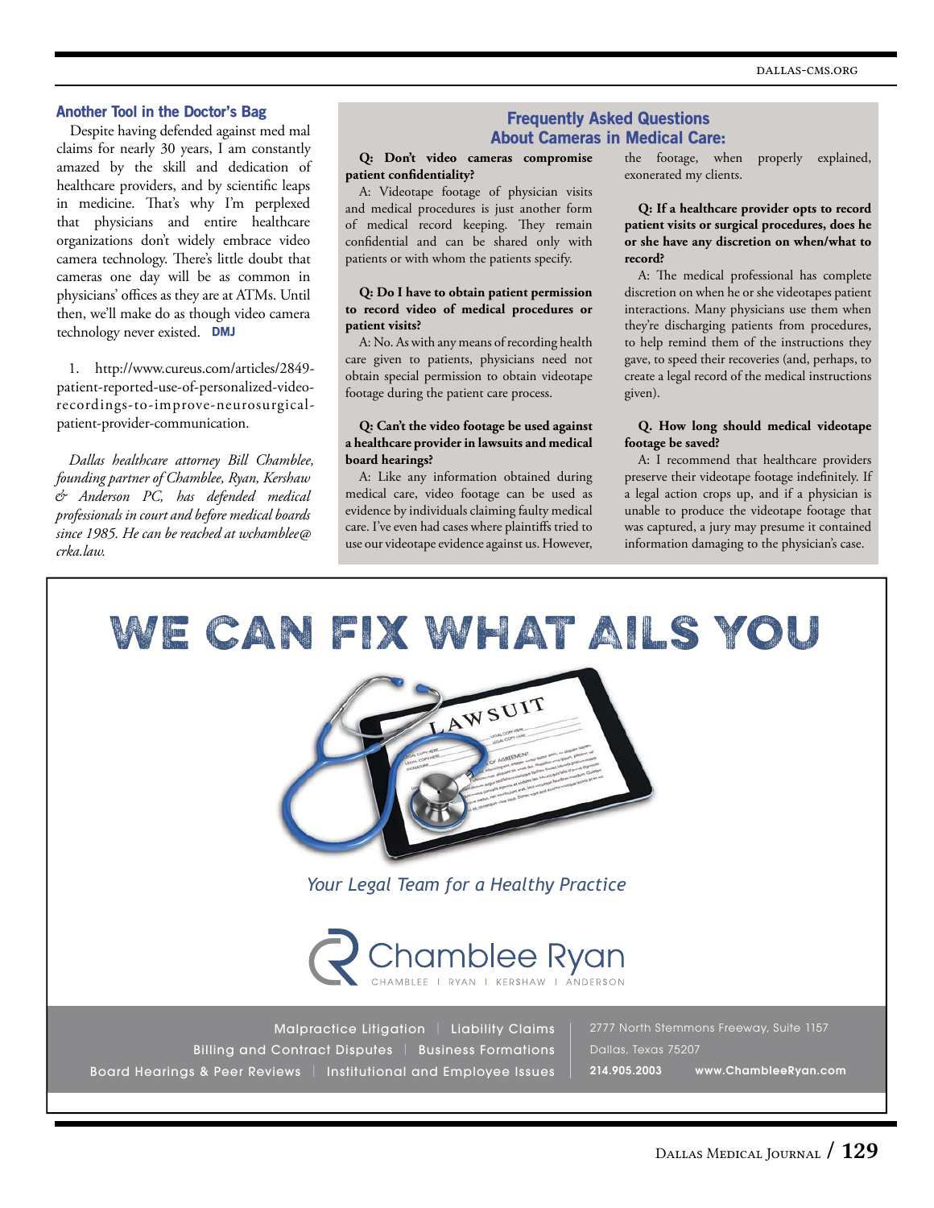### Another Tool in the Doctor's Bag

Despite having defended against med mal claims for nearly 30 years, I am constantly amazed by the skill and dedication of healthcare providers, and by scientific leaps in medicine. That's why I'm perplexed that physicians and entire healthcare organizations don't widely embrace video camera technology. There's little doubt that cameras one day will be as common in physicians' offices as they are at ATMs. Until then, we'll make do as though video camera technology never existed. **DMJ**

1. http://www.cureus.com/articles/2849-patient-reported-use-of-personalized-video-recordings-to-improve-neurosurgical-patient-provider-communication.

*Dallas healthcare attorney Bill Chamblee, founding partner of Chamblee, Ryan, Kershaw & Anderson PC, has defended medical professionals in court and before medical boards since 1985. He can be reached at wchamblee@crka.law.*

## Frequently Asked Questions About Cameras in Medical Care:

**Q: Don't video cameras compromise patient confidentiality?**

A: Videotape footage of physician visits and medical procedures is just another form of medical record keeping. They remain confidential and can be shared only with patients or with whom the patients specify.

**Q: Do I have to obtain patient permission to record video of medical procedures or patient visits?**

A: No. As with any means of recording health care given to patients, physicians need not obtain special permission to obtain videotape footage during the patient care process.

**Q: Can't the video footage be used against a healthcare provider in lawsuits and medical board hearings?**

A: Like any information obtained during medical care, video footage can be used as evidence by individuals claiming faulty medical care. I've even had cases where plaintiffs tried to use our videotape evidence against us. However, the footage, when properly explained, exonerated my clients.

**Q: If a healthcare provider opts to record patient visits or surgical procedures, does he or she have any discretion on when/what to record?**

A: The medical professional has complete discretion on when he or she videotapes patient interactions. Many physicians use them when they're discharging patients from procedures, to help remind them of the instructions they gave, to speed their recoveries (and, perhaps, to create a legal record of the medical instructions given).

**Q. How long should medical videotape footage be saved?**

A: I recommend that healthcare providers preserve their videotape footage indefinitely. If a legal action crops up, and if a physician is unable to produce the videotape footage that was captured, a jury may presume it contained information damaging to the physician's case.

# WE CAN FIX WHAT AILS YOU

*Your Legal Team for a Healthy Practice*

Chamblee Ryan
CHAMBLEE | RYAN | KERSHAW | ANDERSON

Malpractice Litigation | Liability Claims
Billing and Contract Disputes | Business Formations
Board Hearings & Peer Reviews | Institutional and Employee Issues

2777 North Stemmons Freeway, Suite 1157
Dallas, Texas 75207
**214.905.2003** **www.ChambleeRyan.com**